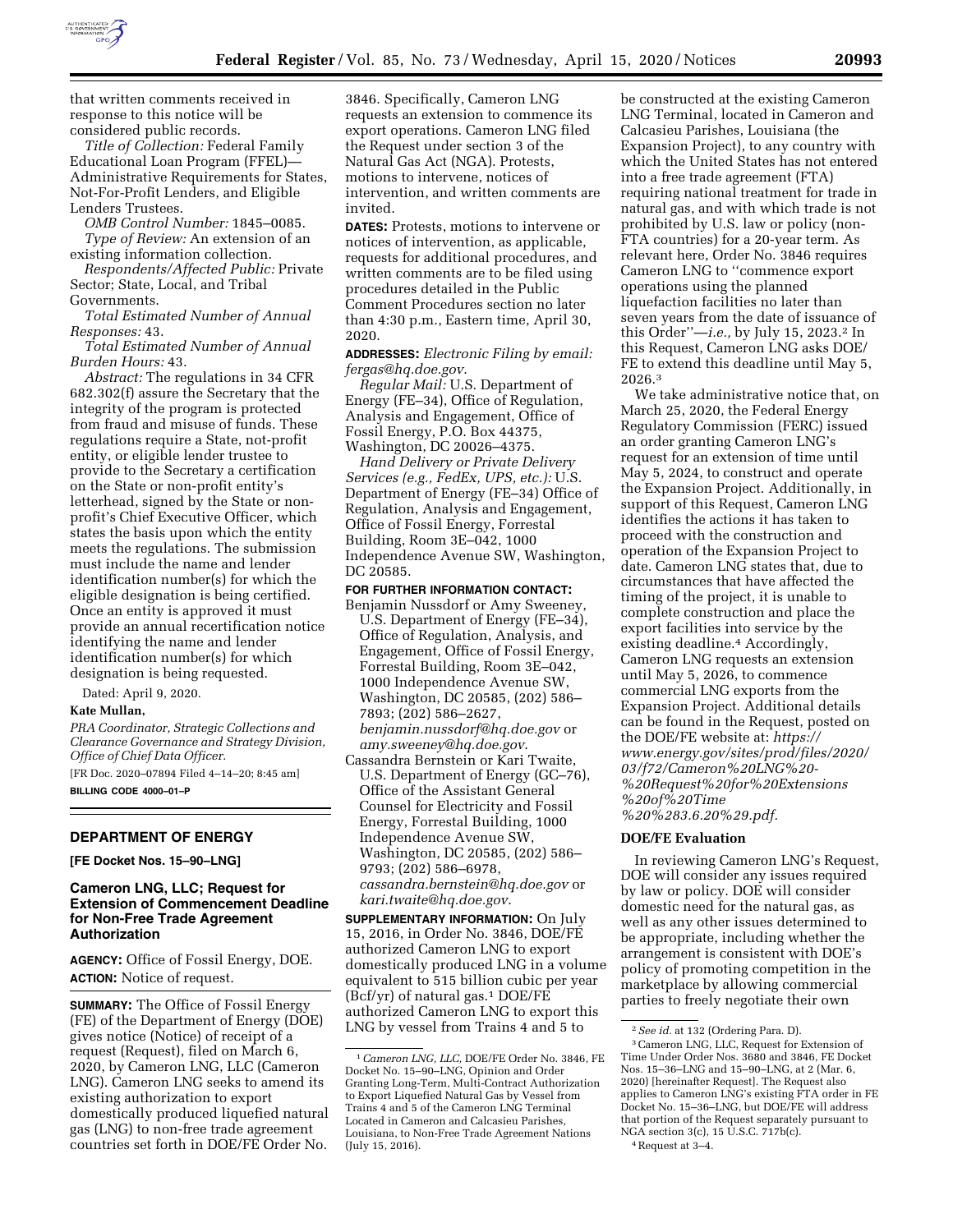that written comments received in response to this notice will be considered public records.

*Title of Collection:* Federal Family Educational Loan Program (FFEL)—Administrative Requirements for States, Not-For-Profit Lenders, and Eligible Lenders Trustees.

*OMB Control Number:* 1845–0085.

*Type of Review:* An extension of an existing information collection.

*Respondents/Affected Public:* Private Sector; State, Local, and Tribal Governments.

*Total Estimated Number of Annual Responses:* 43.

*Total Estimated Number of Annual Burden Hours:* 43.

*Abstract:* The regulations in 34 CFR 682.302(f) assure the Secretary that the integrity of the program is protected from fraud and misuse of funds. These regulations require a State, not-profit entity, or eligible lender trustee to provide to the Secretary a certification on the State or non-profit entity's letterhead, signed by the State or non-profit's Chief Executive Officer, which states the basis upon which the entity meets the regulations. The submission must include the name and lender identification number(s) for which the eligible designation is being certified. Once an entity is approved it must provide an annual recertification notice identifying the name and lender identification number(s) for which designation is being requested.

Dated: April 9, 2020.

**Kate Mullan,**

*PRA Coordinator, Strategic Collections and Clearance Governance and Strategy Division, Office of Chief Data Officer.*

[FR Doc. 2020–07894 Filed 4–14–20; 8:45 am]

**BILLING CODE 4000–01–P**

---

## DEPARTMENT OF ENERGY

**[FE Docket Nos. 15–90–LNG]**

### Cameron LNG, LLC; Request for Extension of Commencement Deadline for Non-Free Trade Agreement Authorization

**AGENCY:** Office of Fossil Energy, DOE.

**ACTION:** Notice of request.

**SUMMARY:** The Office of Fossil Energy (FE) of the Department of Energy (DOE) gives notice (Notice) of receipt of a request (Request), filed on March 6, 2020, by Cameron LNG, LLC (Cameron LNG). Cameron LNG seeks to amend its existing authorization to export domestically produced liquefied natural gas (LNG) to non-free trade agreement countries set forth in DOE/FE Order No. 3846. Specifically, Cameron LNG requests an extension to commence its export operations. Cameron LNG filed the Request under section 3 of the Natural Gas Act (NGA). Protests, motions to intervene, notices of intervention, and written comments are invited.

**DATES:** Protests, motions to intervene or notices of intervention, as applicable, requests for additional procedures, and written comments are to be filed using procedures detailed in the Public Comment Procedures section no later than 4:30 p.m., Eastern time, April 30, 2020.

**ADDRESSES:** *Electronic Filing by email: fergas@hq.doe.gov.*

*Regular Mail:* U.S. Department of Energy (FE–34), Office of Regulation, Analysis and Engagement, Office of Fossil Energy, P.O. Box 44375, Washington, DC 20026–4375.

*Hand Delivery or Private Delivery Services (e.g., FedEx, UPS, etc.):* U.S. Department of Energy (FE–34) Office of Regulation, Analysis and Engagement, Office of Fossil Energy, Forrestal Building, Room 3E–042, 1000 Independence Avenue SW, Washington, DC 20585.

**FOR FURTHER INFORMATION CONTACT:**

Benjamin Nussdorf or Amy Sweeney, U.S. Department of Energy (FE–34), Office of Regulation, Analysis, and Engagement, Office of Fossil Energy, Forrestal Building, Room 3E–042, 1000 Independence Avenue SW, Washington, DC 20585, (202) 586–7893; (202) 586–2627, *benjamin.nussdorf@hq.doe.gov* or *amy.sweeney@hq.doe.gov.*

Cassandra Bernstein or Kari Twaite, U.S. Department of Energy (GC–76), Office of the Assistant General Counsel for Electricity and Fossil Energy, Forrestal Building, 1000 Independence Avenue SW, Washington, DC 20585, (202) 586–9793; (202) 586–6978, *cassandra.bernstein@hq.doe.gov* or *kari.twaite@hq.doe.gov.*

**SUPPLEMENTARY INFORMATION:** On July 15, 2016, in Order No. 3846, DOE/FE authorized Cameron LNG to export domestically produced LNG in a volume equivalent to 515 billion cubic per year (Bcf/yr) of natural gas.[1] DOE/FE authorized Cameron LNG to export this LNG by vessel from Trains 4 and 5 to be constructed at the existing Cameron LNG Terminal, located in Cameron and Calcasieu Parishes, Louisiana (the Expansion Project), to any country with which the United States has not entered into a free trade agreement (FTA) requiring national treatment for trade in natural gas, and with which trade is not prohibited by U.S. law or policy (non-FTA countries) for a 20-year term. As relevant here, Order No. 3846 requires Cameron LNG to ''commence export operations using the planned liquefaction facilities no later than seven years from the date of issuance of this Order''—*i.e.,* by July 15, 2023.[2] In this Request, Cameron LNG asks DOE/FE to extend this deadline until May 5, 2026.[3]

We take administrative notice that, on March 25, 2020, the Federal Energy Regulatory Commission (FERC) issued an order granting Cameron LNG's request for an extension of time until May 5, 2024, to construct and operate the Expansion Project. Additionally, in support of this Request, Cameron LNG identifies the actions it has taken to proceed with the construction and operation of the Expansion Project to date. Cameron LNG states that, due to circumstances that have affected the timing of the project, it is unable to complete construction and place the export facilities into service by the existing deadline.[4] Accordingly, Cameron LNG requests an extension until May 5, 2026, to commence commercial LNG exports from the Expansion Project. Additional details can be found in the Request, posted on the DOE/FE website at: *https://www.energy.gov/sites/prod/files/2020/03/f72/Cameron%20LNG%20-%20Request%20for%20Extensions%20of%20Time%20%283.6.20%29.pdf.*

#### DOE/FE Evaluation

In reviewing Cameron LNG's Request, DOE will consider any issues required by law or policy. DOE will consider domestic need for the natural gas, as well as any other issues determined to be appropriate, including whether the arrangement is consistent with DOE's policy of promoting competition in the marketplace by allowing commercial parties to freely negotiate their own

---

[1] *Cameron LNG, LLC,* DOE/FE Order No. 3846, FE Docket No. 15–90–LNG, Opinion and Order Granting Long-Term, Multi-Contract Authorization to Export Liquefied Natural Gas by Vessel from Trains 4 and 5 of the Cameron LNG Terminal Located in Cameron and Calcasieu Parishes, Louisiana, to Non-Free Trade Agreement Nations (July 15, 2016).

[2] *See id.* at 132 (Ordering Para. D).

[3] Cameron LNG, LLC, Request for Extension of Time Under Order Nos. 3680 and 3846, FE Docket Nos. 15–36–LNG and 15–90–LNG, at 2 (Mar. 6, 2020) [hereinafter Request]. The Request also applies to Cameron LNG's existing FTA order in FE Docket No. 15–36–LNG, but DOE/FE will address that portion of the Request separately pursuant to NGA section 3(c), 15 U.S.C. 717b(c).

[4] Request at 3–4.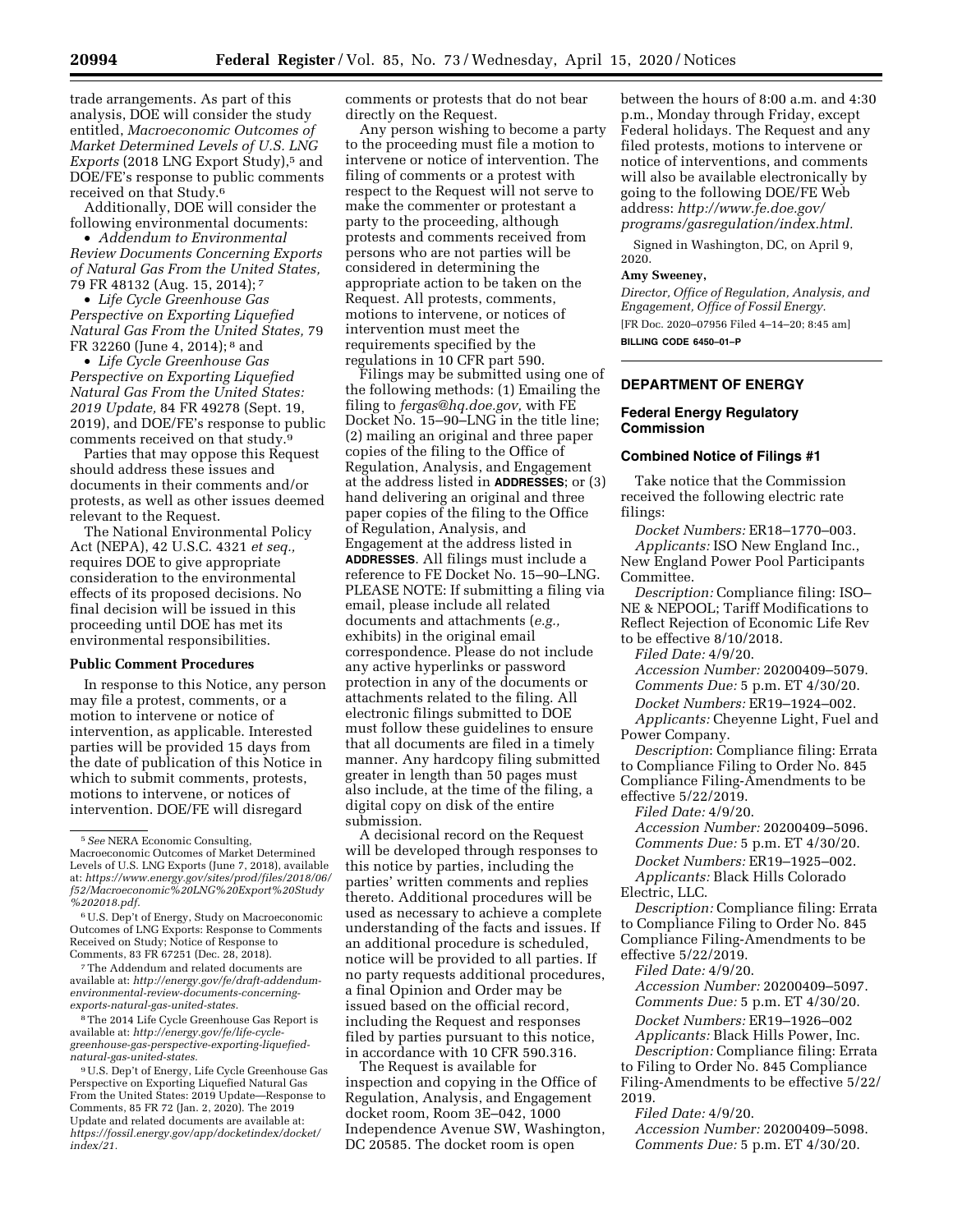trade arrangements. As part of this analysis, DOE will consider the study entitled, *Macroeconomic Outcomes of Market Determined Levels of U.S. LNG Exports* (2018 LNG Export Study),[5] and DOE/FE's response to public comments received on that Study.[6]

Additionally, DOE will consider the following environmental documents:

• *Addendum to Environmental Review Documents Concerning Exports of Natural Gas From the United States,* 79 FR 48132 (Aug. 15, 2014); [7]

• *Life Cycle Greenhouse Gas Perspective on Exporting Liquefied Natural Gas From the United States,* 79 FR 32260 (June 4, 2014); [8] and

• *Life Cycle Greenhouse Gas Perspective on Exporting Liquefied Natural Gas From the United States: 2019 Update,* 84 FR 49278 (Sept. 19, 2019), and DOE/FE's response to public comments received on that study.[9]

Parties that may oppose this Request should address these issues and documents in their comments and/or protests, as well as other issues deemed relevant to the Request.

The National Environmental Policy Act (NEPA), 42 U.S.C. 4321 *et seq.,* requires DOE to give appropriate consideration to the environmental effects of its proposed decisions. No final decision will be issued in this proceeding until DOE has met its environmental responsibilities.

## Public Comment Procedures

In response to this Notice, any person may file a protest, comments, or a motion to intervene or notice of intervention, as applicable. Interested parties will be provided 15 days from the date of publication of this Notice in which to submit comments, protests, motions to intervene, or notices of intervention. DOE/FE will disregard comments or protests that do not bear directly on the Request.

Any person wishing to become a party to the proceeding must file a motion to intervene or notice of intervention. The filing of comments or a protest with respect to the Request will not serve to make the commenter or protestant a party to the proceeding, although protests and comments received from persons who are not parties will be considered in determining the appropriate action to be taken on the Request. All protests, comments, motions to intervene, or notices of intervention must meet the requirements specified by the regulations in 10 CFR part 590.

Filings may be submitted using one of the following methods: (1) Emailing the filing to *fergas@hq.doe.gov,* with FE Docket No. 15–90–LNG in the title line; (2) mailing an original and three paper copies of the filing to the Office of Regulation, Analysis, and Engagement at the address listed in **ADDRESSES**; or (3) hand delivering an original and three paper copies of the filing to the Office of Regulation, Analysis, and Engagement at the address listed in **ADDRESSES**. All filings must include a reference to FE Docket No. 15–90–LNG. PLEASE NOTE: If submitting a filing via email, please include all related documents and attachments (*e.g.,* exhibits) in the original email correspondence. Please do not include any active hyperlinks or password protection in any of the documents or attachments related to the filing. All electronic filings submitted to DOE must follow these guidelines to ensure that all documents are filed in a timely manner. Any hardcopy filing submitted greater in length than 50 pages must also include, at the time of the filing, a digital copy on disk of the entire submission.

A decisional record on the Request will be developed through responses to this notice by parties, including the parties' written comments and replies thereto. Additional procedures will be used as necessary to achieve a complete understanding of the facts and issues. If an additional procedure is scheduled, notice will be provided to all parties. If no party requests additional procedures, a final Opinion and Order may be issued based on the official record, including the Request and responses filed by parties pursuant to this notice, in accordance with 10 CFR 590.316.

The Request is available for inspection and copying in the Office of Regulation, Analysis, and Engagement docket room, Room 3E–042, 1000 Independence Avenue SW, Washington, DC 20585. The docket room is open between the hours of 8:00 a.m. and 4:30 p.m., Monday through Friday, except Federal holidays. The Request and any filed protests, motions to intervene or notice of interventions, and comments will also be available electronically by going to the following DOE/FE Web address: *http://www.fe.doe.gov/programs/gasregulation/index.html.*

Signed in Washington, DC, on April 9, 2020.

**Amy Sweeney,**

*Director, Office of Regulation, Analysis, and Engagement, Office of Fossil Energy.*

[FR Doc. 2020–07956 Filed 4–14–20; 8:45 am]

**BILLING CODE 6450–01–P**

---

[5] *See* NERA Economic Consulting, Macroeconomic Outcomes of Market Determined Levels of U.S. LNG Exports (June 7, 2018), available at: *https://www.energy.gov/sites/prod/files/2018/06/f52/Macroeconomic%20LNG%20Export%20Study%202018.pdf.*

[6] U.S. Dep't of Energy, Study on Macroeconomic Outcomes of LNG Exports: Response to Comments Received on Study; Notice of Response to Comments, 83 FR 67251 (Dec. 28, 2018).

[7] The Addendum and related documents are available at: *http://energy.gov/fe/draft-addendum-environmental-review-documents-concerning-exports-natural-gas-united-states.*

[8] The 2014 Life Cycle Greenhouse Gas Report is available at: *http://energy.gov/fe/life-cycle-greenhouse-gas-perspective-exporting-liquefied-natural-gas-united-states.*

[9] U.S. Dep't of Energy, Life Cycle Greenhouse Gas Perspective on Exporting Liquefied Natural Gas From the United States: 2019 Update—Response to Comments, 85 FR 72 (Jan. 2, 2020). The 2019 Update and related documents are available at: *https://fossil.energy.gov/app/docketindex/docket/index/21.*

---

## DEPARTMENT OF ENERGY

### Federal Energy Regulatory Commission

### Combined Notice of Filings #1

Take notice that the Commission received the following electric rate filings:

*Docket Numbers:* ER18–1770–003.

*Applicants:* ISO New England Inc., New England Power Pool Participants Committee.

*Description:* Compliance filing: ISO–NE & NEPOOL; Tariff Modifications to Reflect Rejection of Economic Life Rev to be effective 8/10/2018.

*Filed Date:* 4/9/20.

*Accession Number:* 20200409–5079.

*Comments Due:* 5 p.m. ET 4/30/20.

*Docket Numbers:* ER19–1924–002.

*Applicants:* Cheyenne Light, Fuel and Power Company.

*Description*: Compliance filing: Errata to Compliance Filing to Order No. 845 Compliance Filing-Amendments to be effective 5/22/2019.

*Filed Date:* 4/9/20.

*Accession Number:* 20200409–5096.

*Comments Due:* 5 p.m. ET 4/30/20.

*Docket Numbers:* ER19–1925–002.

*Applicants:* Black Hills Colorado Electric, LLC.

*Description:* Compliance filing: Errata to Compliance Filing to Order No. 845 Compliance Filing-Amendments to be effective 5/22/2019.

*Filed Date:* 4/9/20.

*Accession Number:* 20200409–5097.

*Comments Due:* 5 p.m. ET 4/30/20.

*Docket Numbers:* ER19–1926–002

*Applicants:* Black Hills Power, Inc.

*Description:* Compliance filing: Errata to Filing to Order No. 845 Compliance Filing-Amendments to be effective 5/22/2019.

*Filed Date:* 4/9/20.

*Accession Number:* 20200409–5098.

*Comments Due:* 5 p.m. ET 4/30/20.